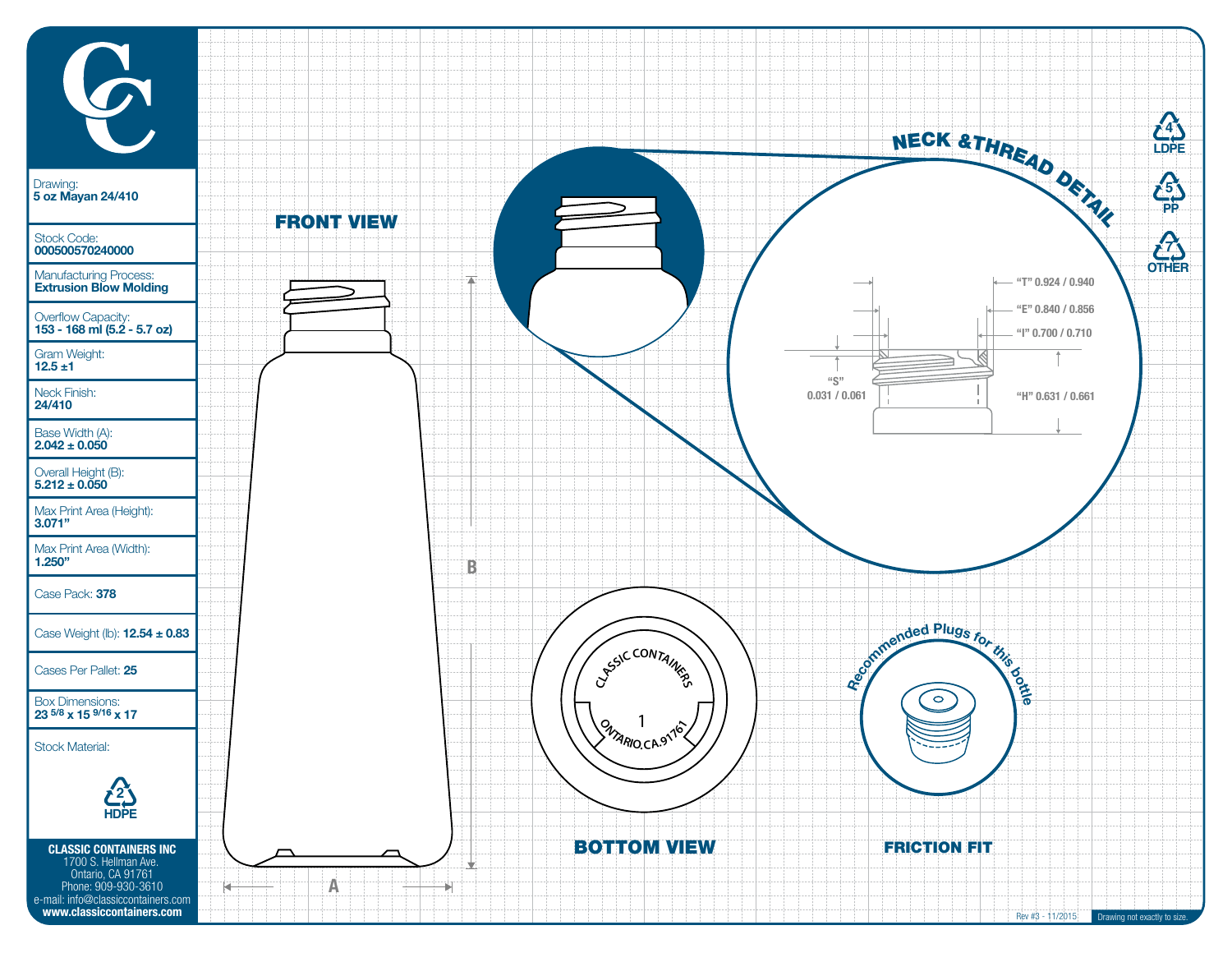**CC**

| | |
|---|---|
| Drawing: | **5 oz Mayan 24/410** |
| Stock Code: | **000500570240000** |
| Manufacturing Process: | **Extrusion Blow Molding** |
| Overflow Capacity: | **153 - 168 ml (5.2 - 5.7 oz)** |
| Gram Weight: | **12.5 ±1** |
| Neck Finish: | **24/410** |
| Base Width (A): | **2.042 ± 0.050** |
| Overall Height (B): | **5.212 ± 0.050** |
| Max Print Area (Height): | **3.071"** |
| Max Print Area (Width): | **1.250"** |
| Case Pack: | **378** |
| Case Weight (lb): | **12.54 ± 0.83** |
| Cases Per Pallet: | **25** |
| Box Dimensions: | **23 5/8 x 15 9/16 x 17** |
| Stock Material: | 2 HDPE |

**CLASSIC CONTAINERS INC**
1700 S. Hellman Ave.
Ontario, CA 91761
Phone: 909-930-3610
e-mail: info@classiccontainers.com
**www.classiccontainers.com**

## FRONT VIEW

A

B

## NECK & THREAD DETAIL

"T" 0.924 / 0.940

"E" 0.840 / 0.856

"I" 0.700 / 0.710

"S" 0.031 / 0.061

"H" 0.631 / 0.661

4 LDPE

5 PP

7 OTHER

## BOTTOM VIEW

CLASSIC CONTAINERS
1
ONTARIO.CA.91761

Recommended Plugs for this bottle

## FRICTION FIT

Rev #3 - 11/2015

Drawing not exactly to size.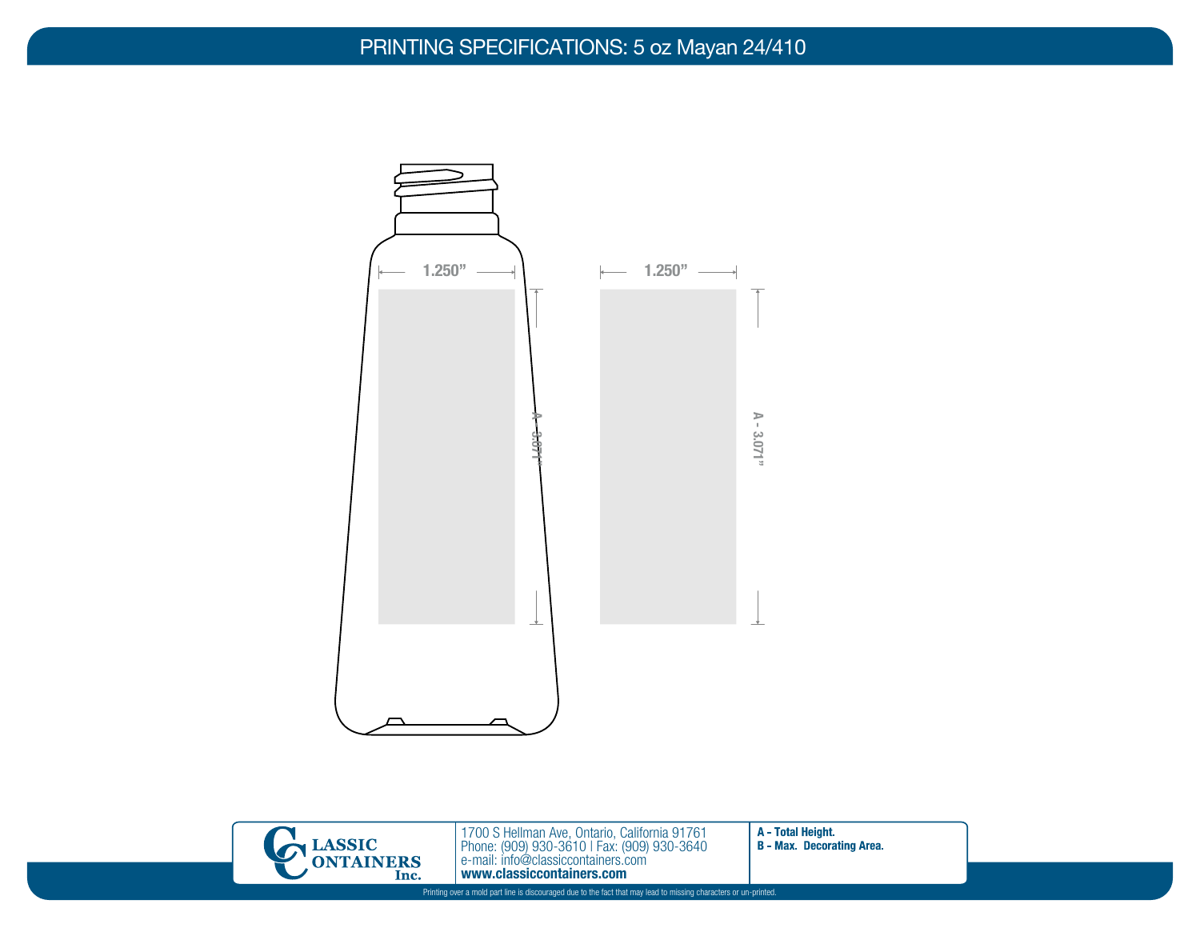# PRINTING SPECIFICATIONS: 5 oz Mayan 24/410

1.250”

A - 3.071”

1.250”

A - 3.071”

CLASSIC CONTAINERS Inc.

1700 S Hellman Ave, Ontario, California 91761
Phone: (909) 930-3610 | Fax: (909) 930-3640
e-mail: info@classiccontainers.com
**www.classiccontainers.com**

**A - Total Height.**
**B - Max. Decorating Area.**

Printing over a mold part line is discouraged due to the fact that may lead to missing characters or un-printed.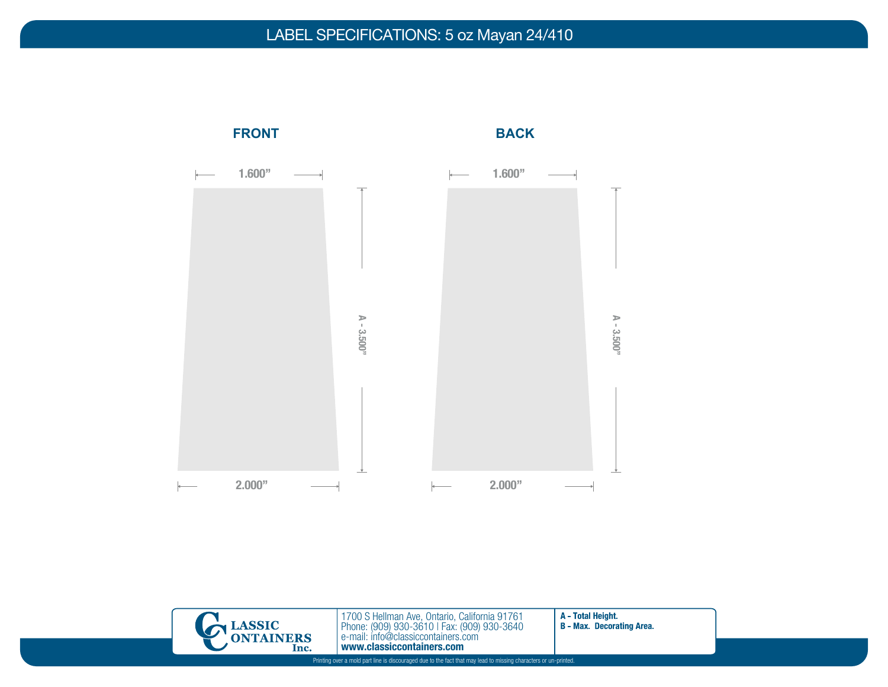# LABEL SPECIFICATIONS: 5 oz Mayan 24/410

## FRONT

1.600”

A - 3.500”

2.000”

## BACK

1.600”

A - 3.500”

2.000”

CLASSIC CONTAINERS Inc.

1700 S Hellman Ave, Ontario, California 91761
Phone: (909) 930-3610 | Fax: (909) 930-3640
e-mail: info@classiccontainers.com
**www.classiccontainers.com**

**A - Total Height.**
**B - Max. Decorating Area.**

Printing over a mold part line is discouraged due to the fact that may lead to missing characters or un-printed.